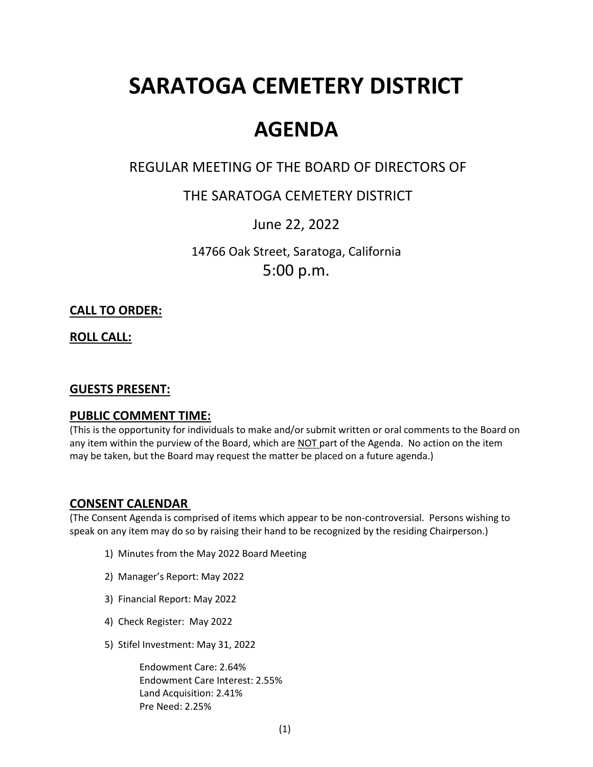# SARATOGA CEMETERY DISTRICT

# AGENDA

REGULAR MEETING OF THE BOARD OF DIRECTORS OF

THE SARATOGA CEMETERY DISTRICT

June 22, 2022

14766 Oak Street, Saratoga, California

5:00 p.m.

**CALL TO ORDER:**

**ROLL CALL:**

**GUESTS PRESENT:**

## PUBLIC COMMENT TIME:

(This is the opportunity for individuals to make and/or submit written or oral comments to the Board on any item within the purview of the Board, which are NOT part of the Agenda. No action on the item may be taken, but the Board may request the matter be placed on a future agenda.)

## CONSENT CALENDAR

(The Consent Agenda is comprised of items which appear to be non-controversial. Persons wishing to speak on any item may do so by raising their hand to be recognized by the residing Chairperson.)

1) Minutes from the May 2022 Board Meeting
2) Manager's Report: May 2022
3) Financial Report: May 2022
4) Check Register: May 2022
5) Stifel Investment: May 31, 2022

    Endowment Care: 2.64%
    Endowment Care Interest: 2.55%
    Land Acquisition: 2.41%
    Pre Need: 2.25%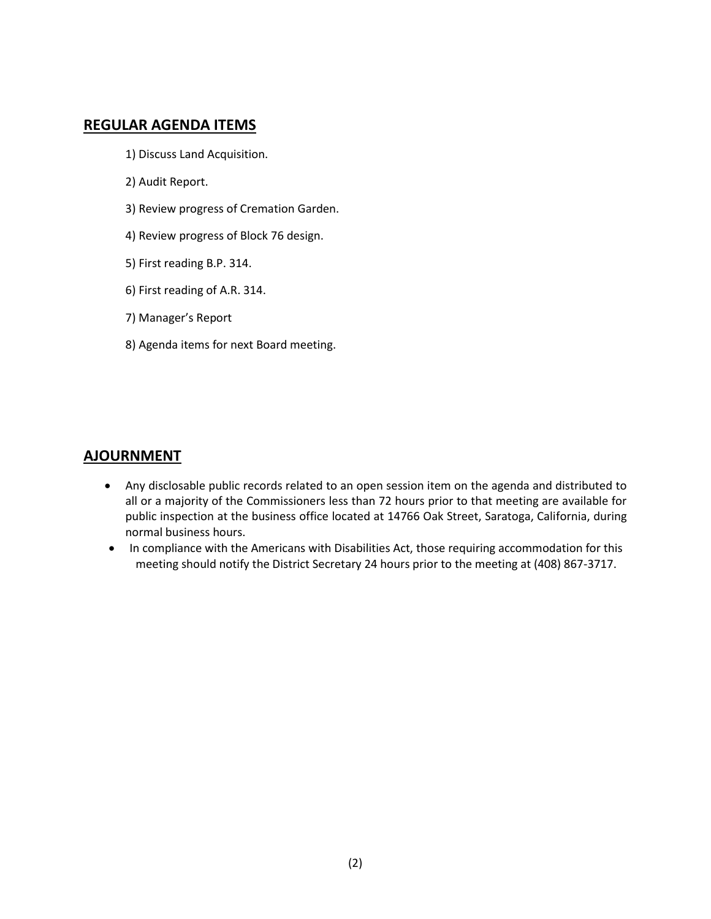## REGULAR AGENDA ITEMS

1) Discuss Land Acquisition.

2) Audit Report.

3) Review progress of Cremation Garden.

4) Review progress of Block 76 design.

5) First reading B.P. 314.

6) First reading of A.R. 314.

7) Manager's Report

8) Agenda items for next Board meeting.

## AJOURNMENT

- Any disclosable public records related to an open session item on the agenda and distributed to all or a majority of the Commissioners less than 72 hours prior to that meeting are available for public inspection at the business office located at 14766 Oak Street, Saratoga, California, during normal business hours.
- In compliance with the Americans with Disabilities Act, those requiring accommodation for this meeting should notify the District Secretary 24 hours prior to the meeting at (408) 867-3717.